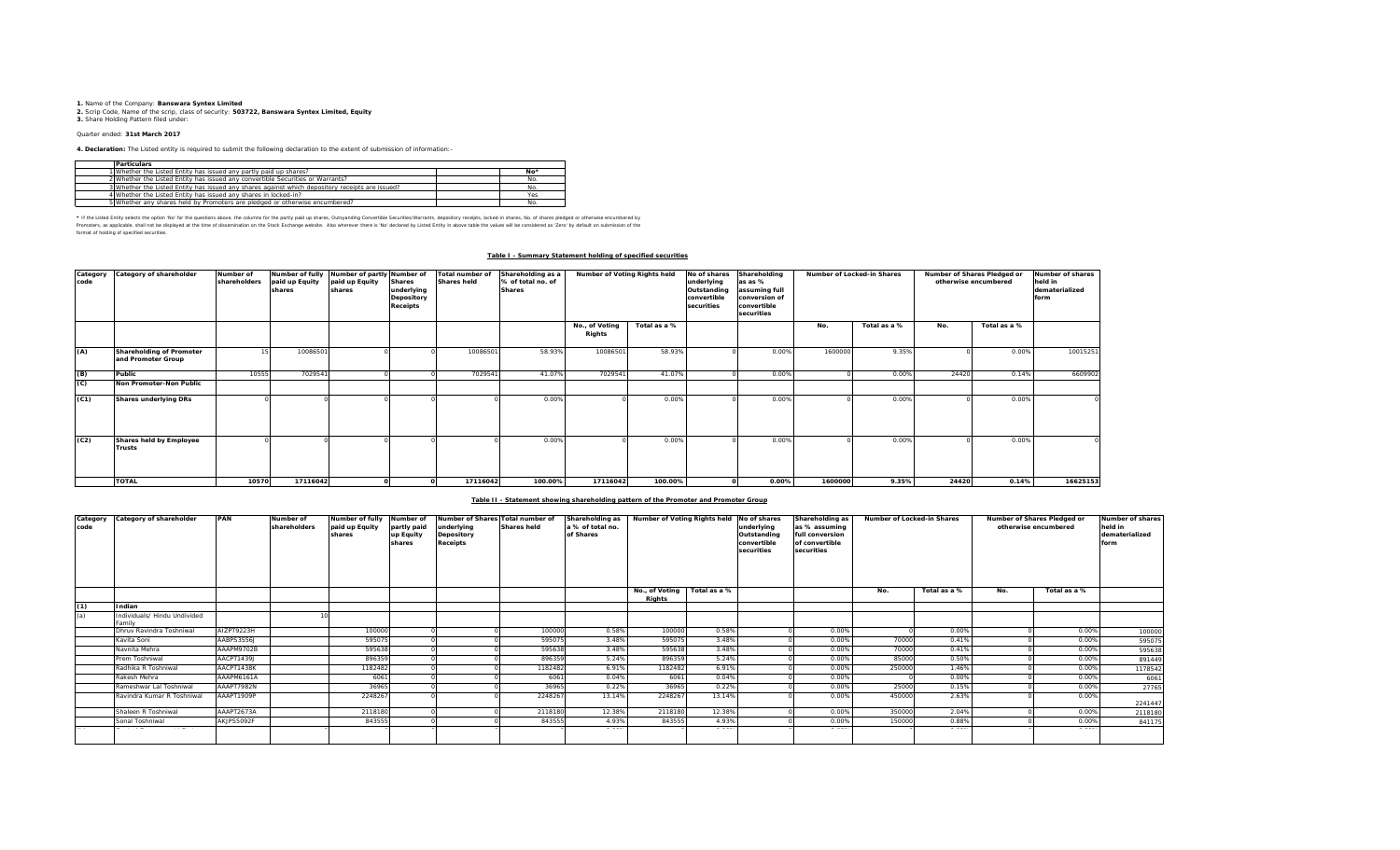**1.** Name of the Company: **Banswara Syntex Limited**
**2.** Scrip Code, Name of the scrip, class of security: **503722, Banswara Syntex Limited, Equity**
**3.** Share Holding Pattern filed under:

Quarter ended: **31st March 2017**

**4. Declaration:** The Listed entity is required to submit the following declaration to the extent of submission of information:-

| | Particulars | | |
|---|---|---|---|
| 1 | Whether the Listed Entity has issued any partly paid up shares? | | No* |
| 2 | Whether the Listed Entity has issued any convertible Securities or Warrants? | | No. |
| 3 | Whether the Listed Entity has issued any shares against which depository receipts are issued? | | No. |
| 4 | Whether the Listed Entity has issued any shares in locked-in? | | Yes |
| 5 | Whether any shares held by Promoters are pledged or otherwise encumbered? | | No. |

* If the Listed Entity selects the option 'No' for the questions above, the columns for the partly paid up shares, Outstanding Convertible Securities/Warrants, depository receipts, locked-in shares, No. of shares pledged or otherwise encumbered by Promoters, as applicable, shall not be displayed at the time of dissemination on the Stock Exchange website. Also wherever there is 'No' declared by Listed Entity in above table the values will be considered as 'Zero' by default on submission of the format of holding of specified securities.

**Table I - Summary Statement holding of specified securities**

| Category code | Category of shareholder | Number of shareholders | Number of fully paid up Equity shares | Number of partly paid up Equity shares | Number of Shares underlying Depository Receipts | Total number of Shares held | Shareholding as a % of total no. of Shares | Number of Voting Rights held | | No of shares underlying Outstanding convertible securities | Shareholding as as % assuming full conversion of convertible securities | Number of Locked-in Shares | | Number of Shares Pledged or otherwise encumbered | | Number of shares held in dematerialized form |
|---|---|---|---|---|---|---|---|---|---|---|---|---|---|---|---|---|
| | | | | | | | | No., of Voting Rights | Total as a % | | | No. | Total as a % | No. | Total as a % | |
| (A) | **Shareholding of Promoter and Promoter Group** | 15 | 10086501 | 0 | 0 | 10086501 | 58.93% | 10086501 | 58.93% | 0 | 0.00% | 1600000 | 9.35% | 0 | 0.00% | 10015251 |
| (B) | **Public** | 10555 | 7029541 | 0 | 0 | 7029541 | 41.07% | 7029541 | 41.07% | 0 | 0.00% | 0 | 0.00% | 24420 | 0.14% | 6609902 |
| (C) | **Non Promoter-Non Public** | | | | | | | | | | | | | | | |
| (C1) | **Shares underlying DRs** | 0 | 0 | 0 | 0 | 0 | 0.00% | 0 | 0.00% | 0 | 0.00% | 0 | 0.00% | 0 | 0.00% | 0 |
| (C2) | **Shares held by Employee Trusts** | 0 | 0 | 0 | 0 | 0 | 0.00% | 0 | 0.00% | 0 | 0.00% | 0 | 0.00% | 0 | 0.00% | 0 |
| | **TOTAL** | **10570** | **17116042** | **0** | **0** | **17116042** | **100.00%** | **17116042** | **100.00%** | **0** | **0.00%** | **1600000** | **9.35%** | **24420** | **0.14%** | **16625153** |

**Table II - Statement showing shareholding pattern of the Promoter and Promoter Group**

| Category code | Category of shareholder | PAN | Number of shareholders | Number of fully paid up Equity shares | Number of partly paid up Equity shares | Number of Shares underlying Depository Receipts | Total number of Shares held | Shareholding as a % of total no. of Shares | Number of Voting Rights held | | No of shares underlying Outstanding convertible securities | Shareholding as as % assuming full conversion of convertible securities | Number of Locked-in Shares | | Number of Shares Pledged or otherwise encumbered | | Number of shares held in dematerialized form |
|---|---|---|---|---|---|---|---|---|---|---|---|---|---|---|---|---|---|
| | | | | | | | | | No., of Voting Rights | Total as a % | | | No. | Total as a % | No. | Total as a % | |
| (1) | **Indian** | | | | | | | | | | | | | | | | |
| (a) | Individuals/ Hindu Undivided Family | | 10 | | | | | | | | | | | | | | |
| | Dhruv Ravindra Toshniwal | AIZPT9223H | | 100000 | 0 | 0 | 100000 | 0.58% | 100000 | 0.58% | 0 | 0.00% | 0 | 0.00% | 0 | 0.00% | 100000 |
| | Kavita Soni | AABPS3556J | | 595075 | 0 | 0 | 595075 | 3.48% | 595075 | 3.48% | 0 | 0.00% | 70000 | 0.41% | 0 | 0.00% | 595075 |
| | Navnita Mehra | AAAPM9702B | | 595638 | 0 | 0 | 595638 | 3.48% | 595638 | 3.48% | 0 | 0.00% | 70000 | 0.41% | 0 | 0.00% | 595638 |
| | Prem Toshniwal | AACPT1439J | | 896359 | 0 | 0 | 896359 | 5.24% | 896359 | 5.24% | 0 | 0.00% | 85000 | 0.50% | 0 | 0.00% | 891449 |
| | Radhika R Toshniwal | AACPT1438K | | 1182482 | 0 | 0 | 1182482 | 6.91% | 1182482 | 6.91% | 0 | 0.00% | 250000 | 1.46% | 0 | 0.00% | 1178542 |
| | Rakesh Mehra | AAAPM6161A | | 6061 | 0 | 0 | 6061 | 0.04% | 6061 | 0.04% | 0 | 0.00% | 0 | 0.00% | 0 | 0.00% | 6061 |
| | Rameshwar Lal Toshniwal | AAAPT7982N | | 36965 | 0 | 0 | 36965 | 0.22% | 36965 | 0.22% | 0 | 0.00% | 25000 | 0.15% | 0 | 0.00% | 27765 |
| | Ravindra Kumar R Toshniwal | AAAPT1909P | | 2248267 | 0 | 0 | 2248267 | 13.14% | 2248267 | 13.14% | 0 | 0.00% | 450000 | 2.63% | 0 | 0.00% | 2241447 |
| | Shaleen R Toshniwal | AAAPT2673A | | 2118180 | 0 | 0 | 2118180 | 12.38% | 2118180 | 12.38% | 0 | 0.00% | 350000 | 2.04% | 0 | 0.00% | 2118180 |
| | Sonal Toshniwal | AKJPS5092F | | 843555 | 0 | 0 | 843555 | 4.93% | 843555 | 4.93% | 0 | 0.00% | 150000 | 0.88% | 0 | 0.00% | 841175 |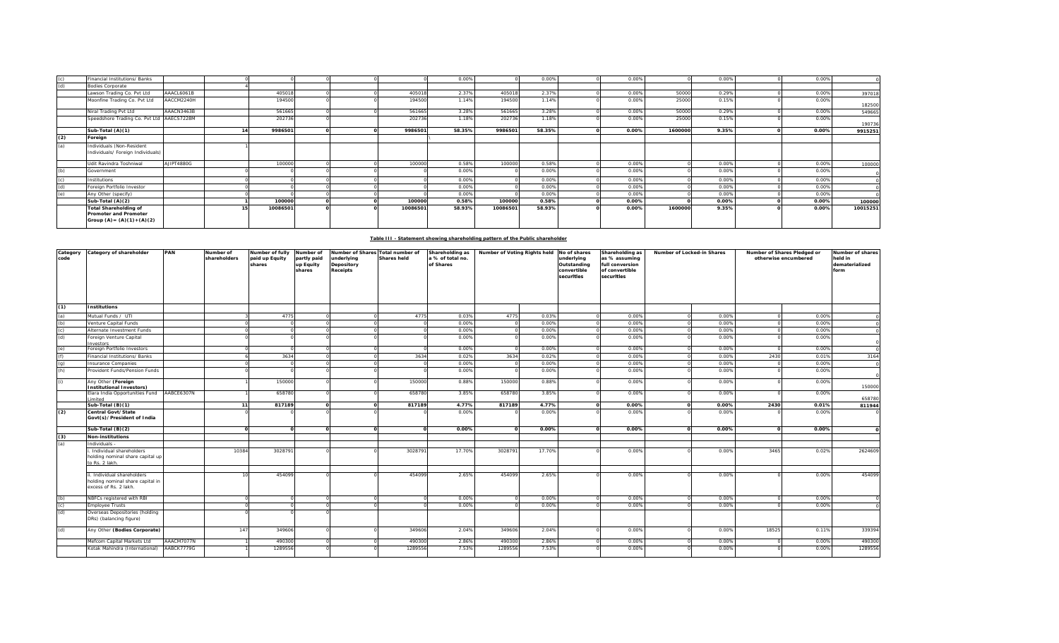| (c) | Financial Institutions/ Banks | | 0 | 0 | 0 | 0 | 0 | 0.00% | 0 | 0.00% | 0 | 0.00% | 0 | 0.00% | 0 | 0.00% | 0 |
|---|---|---|---|---|---|---|---|---|---|---|---|---|---|---|---|---|---|
| (d) | Bodies Corporate | | 4 | | | | | | | | | | | | | | |
| | Lawson Trading Co. Pvt Ltd | AAACL6061B | | 405018 | 0 | 0 | 405018 | 2.37% | 405018 | 2.37% | 0 | 0.00% | 50000 | 0.29% | 0 | 0.00% | 397018 |
| | Moonfine Trading Co. Pvt Ltd | AACCM2240H | | 194500 | 0 | 0 | 194500 | 1.14% | 194500 | 1.14% | 0 | 0.00% | 25000 | 0.15% | 0 | 0.00% | 182500 |
| | Niral Trading Pvt Ltd | AAACN3463B | | 561665 | 0 | 0 | 561665 | 3.28% | 561665 | 3.28% | 0 | 0.00% | 50000 | 0.29% | 0 | 0.00% | 549665 |
| | Speedshore Trading Co. Pvt Ltd | AAECS7228M | | 202736 | 0 | | 202736 | 1.18% | 202736 | 1.18% | 0 | 0.00% | 25000 | 0.15% | 0 | 0.00% | 190736 |
| | **Sub-Total (A)(1)** | | **14** | **9986501** | **0** | **0** | **9986501** | **58.35%** | **9986501** | **58.35%** | **0** | **0.00%** | **1600000** | **9.35%** | **0** | **0.00%** | **9915251** |
| **(2)** | **Foreign** | | | | | | | | | | | | | | | | |
| (a) | Individuals (Non-Resident Individuals/ Foreign Individuals) | | 1 | | | | | | | | | | | | | | |
| | Udit Ravindra Toshniwal | AJIPT4880G | | 100000 | 0 | 0 | 100000 | 0.58% | 100000 | 0.58% | 0 | 0.00% | 0 | 0.00% | 0 | 0.00% | 100000 |
| (b) | Government | | 0 | 0 | 0 | 0 | 0 | 0.00% | 0 | 0.00% | 0 | 0.00% | 0 | 0.00% | 0 | 0.00% | 0 |
| (c) | Institutions | | 0 | 0 | 0 | 0 | 0 | 0.00% | 0 | 0.00% | 0 | 0.00% | 0 | 0.00% | 0 | 0.00% | 0 |
| (d) | Foreign Portfolio Investor | | 0 | 0 | 0 | 0 | 0 | 0.00% | 0 | 0.00% | 0 | 0.00% | 0 | 0.00% | 0 | 0.00% | 0 |
| (e) | Any Other (specify) | | 0 | 0 | 0 | 0 | 0 | 0.00% | 0 | 0.00% | 0 | 0.00% | 0 | 0.00% | 0 | 0.00% | 0 |
| | **Sub-Total (A)(2)** | | **1** | **100000** | **0** | **0** | **100000** | **0.58%** | **100000** | **0.58%** | **0** | **0.00%** | **0** | **0.00%** | **0** | **0.00%** | **100000** |
| | **Total Shareholding of Promoter and Promoter Group (A)= (A)(1)+(A)(2)** | | **15** | **10086501** | **0** | **0** | **10086501** | **58.93%** | **10086501** | **58.93%** | **0** | **0.00%** | **1600000** | **9.35%** | **0** | **0.00%** | **10015251** |

**Table III - Statement showing shareholding pattern of the Public shareholder**

| Category code | Category of shareholder | PAN | Number of shareholders | Number of fully paid up Equity shares | Number of partly paid up Equity shares | Number of Shares underlying Depository Receipts | Total number of Shares held | Shareholding as a % of total no. of Shares | Number of Voting Rights held | | No of shares underlying Outstanding convertible securities | Shareholding as as % assuming full conversion of convertible securities | Number of Locked-in Shares | | Number of Shares Pledged or otherwise encumbered | | Number of shares held in dematerialized form |
|---|---|---|---|---|---|---|---|---|---|---|---|---|---|---|---|---|---|
| **(1)** | **Institutions** | | | | | | | | | | | | | | | | |
| (a) | Mutual Funds / UTI | | 3 | 4775 | 0 | 0 | 4775 | 0.03% | 4775 | 0.03% | 0 | 0.00% | 0 | 0.00% | 0 | 0.00% | 0 |
| (b) | Venture Capital Funds | | 0 | 0 | 0 | 0 | 0 | 0.00% | 0 | 0.00% | 0 | 0.00% | 0 | 0.00% | 0 | 0.00% | 0 |
| (c) | Alternate Investment Funds | | 0 | 0 | 0 | 0 | 0 | 0.00% | 0 | 0.00% | 0 | 0.00% | 0 | 0.00% | 0 | 0.00% | 0 |
| (d) | Foreign Venture Capital Investors | | 0 | 0 | 0 | 0 | 0 | 0.00% | 0 | 0.00% | 0 | 0.00% | 0 | 0.00% | 0 | 0.00% | 0 |
| (e) | Foreign Portfolio Investors | | 0 | 0 | 0 | 0 | 0 | 0.00% | 0 | 0.00% | 0 | 0.00% | 0 | 0.00% | 0 | 0.00% | 0 |
| (f) | Financial Institutions/ Banks | | 6 | 3634 | 0 | 0 | 3634 | 0.02% | 3634 | 0.02% | 0 | 0.00% | 0 | 0.00% | 2430 | 0.01% | 3164 |
| (g) | Insurance Companies | | 0 | 0 | 0 | 0 | 0 | 0.00% | 0 | 0.00% | 0 | 0.00% | 0 | 0.00% | 0 | 0.00% | 0 |
| (h) | Provident Funds/Pension Funds | | 0 | 0 | 0 | 0 | 0 | 0.00% | 0 | 0.00% | 0 | 0.00% | 0 | 0.00% | 0 | 0.00% | 0 |
| (i) | Any Other **(Foreign Institutional Investors)** | | 1 | 150000 | 0 | 0 | 150000 | 0.88% | 150000 | 0.88% | 0 | 0.00% | 0 | 0.00% | 0 | 0.00% | 150000 |
| | Elara India Opportunities Fund Limited | AABCE6307N | 1 | 658780 | 0 | 0 | 658780 | 3.85% | 658780 | 3.85% | 0 | 0.00% | 0 | 0.00% | 0 | 0.00% | 658780 |
| | **Sub-Total (B)(1)** | | **11** | **817189** | **0** | **0** | **817189** | **4.77%** | **817189** | **4.77%** | **0** | **0.00%** | **0** | **0.00%** | **2430** | **0.01%** | **811944** |
| **(2)** | **Central Govt/State Govt(s)/President of India** | | 0 | 0 | 0 | 0 | 0 | 0.00% | 0 | 0.00% | 0 | 0.00% | 0 | 0.00% | 0 | 0.00% | 0 |
| | **Sub-Total (B)(2)** | | **0** | **0** | **0** | **0** | **0** | **0.00%** | **0** | **0.00%** | **0** | **0.00%** | **0** | **0.00%** | **0** | **0.00%** | **0** |
| **(3)** | **Non-institutions** | | | | | | | | | | | | | | | | |
| (a) | Individuals - | | | | | | | | | | | | | | | | |
| | i. Individual shareholders holding nominal share capital up to Rs. 2 lakh. | | 10384 | 3028791 | 0 | 0 | 3028791 | 17.70% | 3028791 | 17.70% | 0 | 0.00% | 0 | 0.00% | 3465 | 0.02% | 2624609 |
| | ii. Individual shareholders holding nominal share capital in excess of Rs. 2 lakh. | | 10 | 454099 | 0 | 0 | 454099 | 2.65% | 454099 | 2.65% | 0 | 0.00% | 0 | 0.00% | 0 | 0.00% | 454099 |
| (b) | NBFCs registered with RBI | | 0 | 0 | 0 | 0 | 0 | 0.00% | 0 | 0.00% | 0 | 0.00% | 0 | 0.00% | 0 | 0.00% | 0 |
| (c) | Employee Trusts | | 0 | 0 | 0 | 0 | 0 | 0.00% | 0 | 0.00% | 0 | 0.00% | 0 | 0.00% | 0 | 0.00% | 0 |
| (d) | Overseas Depositories (holding DRs) (balancing figure) | | 0 | 0 | 0 | 0 | | | | | | | | | | | |
| (d) | Any Other **(Bodies Corporate)** | | 147 | 349606 | 0 | 0 | 349606 | 2.04% | 349606 | 2.04% | 0 | 0.00% | 0 | 0.00% | 18525 | 0.11% | 339394 |
| | Mefcom Capital Markets Ltd | AAACM7077N | 1 | 490300 | 0 | 0 | 490300 | 2.86% | 490300 | 2.86% | 0 | 0.00% | 0 | 0.00% | 0 | 0.00% | 490300 |
| | Kotak Mahindra (International) | AABCK7779G | 1 | 1289556 | 0 | 0 | 1289556 | 7.53% | 1289556 | 7.53% | 0 | 0.00% | 0 | 0.00% | 0 | 0.00% | 1289556 |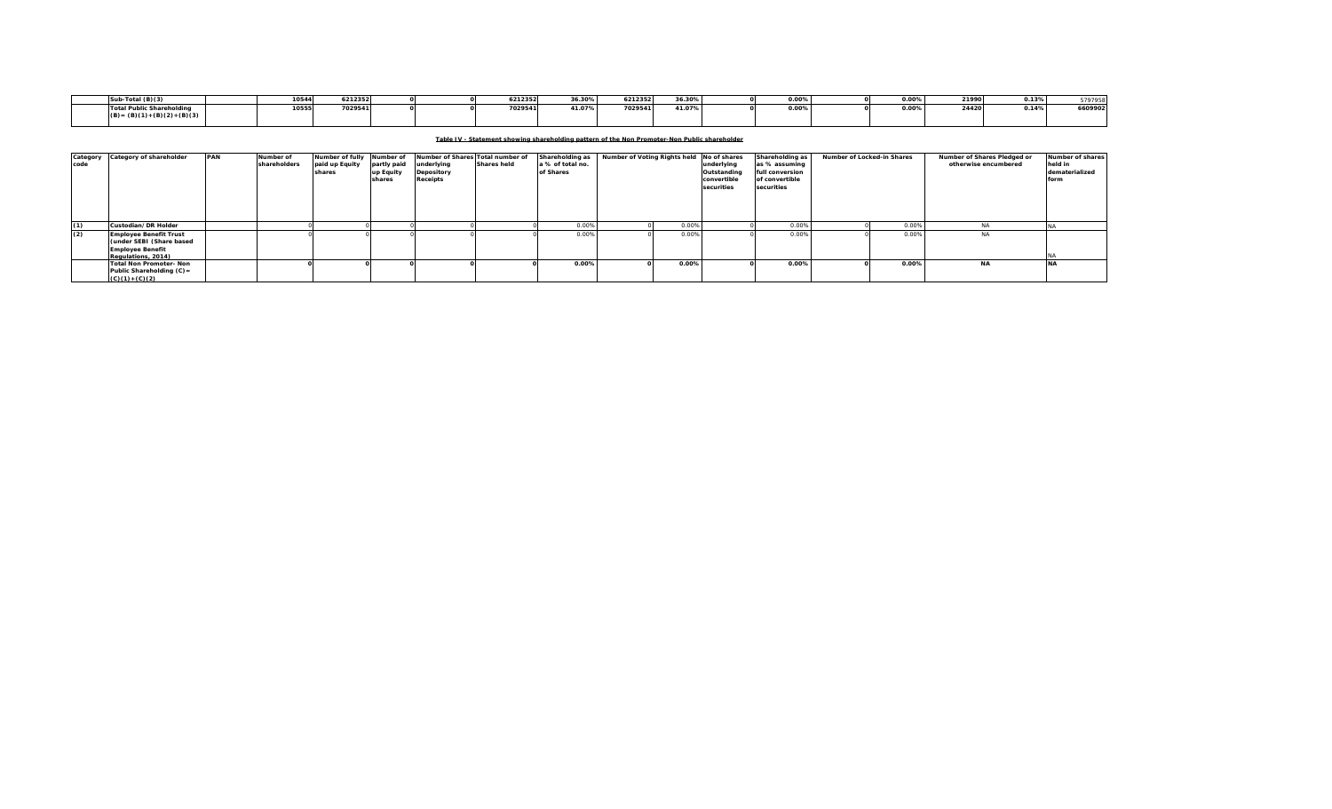| | | | | | | | | | | | | | | | | | |
|---|---|---|---|---|---|---|---|---|---|---|---|---|---|---|---|---|---|
| | **Sub-Total (B)(3)** | | **10544** | **6212352** | **0** | **0** | **6212352** | **36.30%** | **6212352** | **36.30%** | **0** | **0.00%** | **0** | **0.00%** | **21990** | **0.13%** | 5797958 |
| | **Total Public Shareholding (B)= (B)(1)+(B)(2)+(B)(3)** | | **10555** | **7029541** | **0** | **0** | **7029541** | **41.07%** | **7029541** | **41.07%** | **0** | **0.00%** | **0** | **0.00%** | **24420** | **0.14%** | **6609902** |

**Table IV - Statement showing shareholding pattern of the Non Promoter-Non Public shareholder**

| Category code | Category of shareholder | PAN | Number of shareholders | Number of fully paid up Equity shares | Number of partly paid up Equity shares | Number of Shares underlying Depository Receipts | Total number of Shares held | Shareholding as a % of total no. of Shares | Number of Voting Rights held | | No of shares underlying Outstanding convertible securities | Shareholding as as % assuming full conversion of convertible securities | Number of Locked-in Shares | | Number of Shares Pledged or otherwise encumbered | Number of shares held in dematerialized form |
|---|---|---|---|---|---|---|---|---|---|---|---|---|---|---|---|---|
| (1) | **Custodian/DR Holder** | | 0 | 0 | 0 | 0 | 0 | 0.00% | 0 | 0.00% | 0 | 0.00% | 0 | 0.00% | NA | NA |
| (2) | **Employee Benefit Trust (under SEBI (Share based Employee Benefit Regulations, 2014)** | | 0 | 0 | 0 | 0 | 0 | 0.00% | 0 | 0.00% | 0 | 0.00% | 0 | 0.00% | NA | NA |
| | **Total Non Promoter- Non Public Shareholding (C)= (C)(1)+(C)(2)** | | **0** | **0** | **0** | **0** | **0** | **0.00%** | **0** | **0.00%** | **0** | **0.00%** | **0** | **0.00%** | **NA** | **NA** |